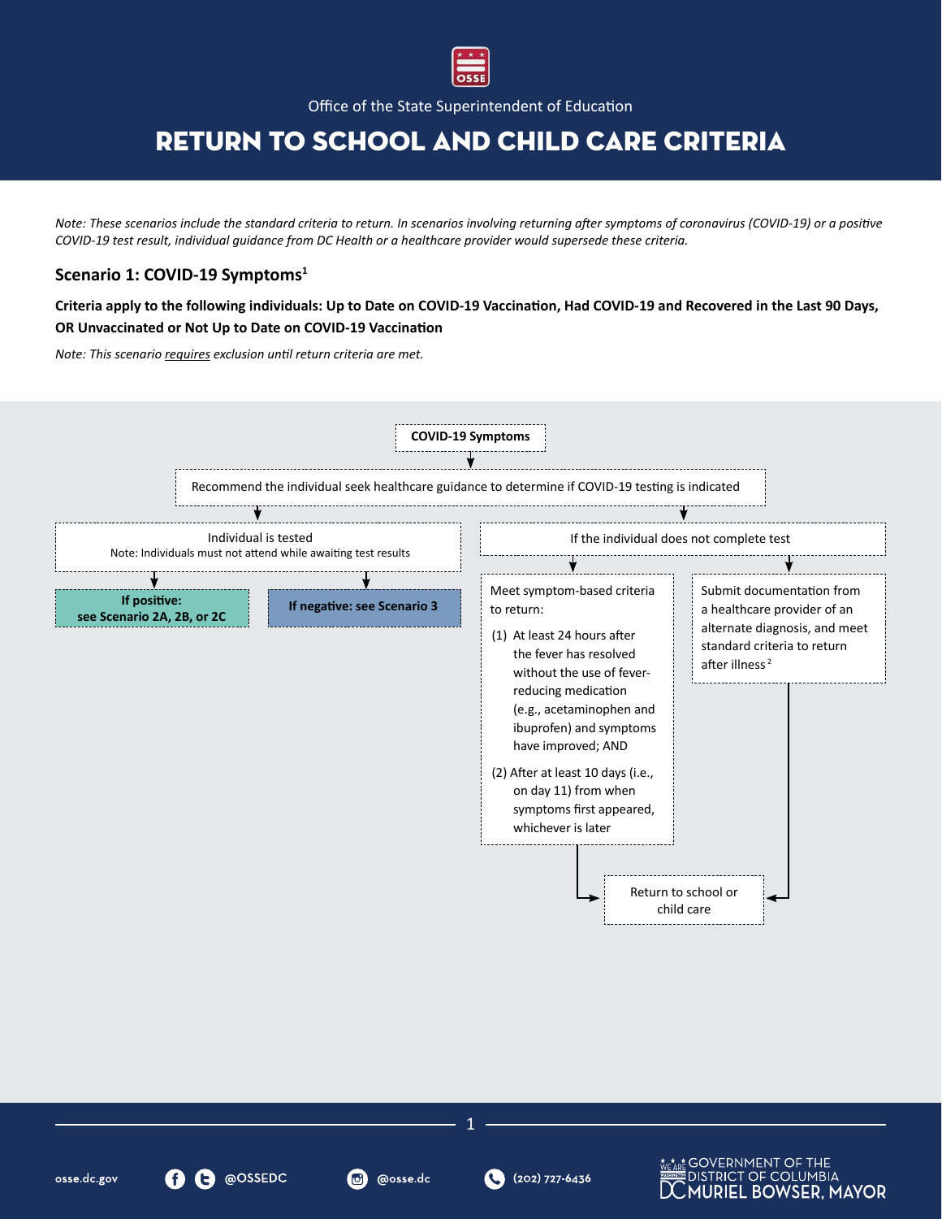Office of the State Superintendent of Education

# RETURN TO SCHOOL AND CHILD CARE CRITERIA

*Note: These scenarios include the standard criteria to return. In scenarios involving returning after symptoms of coronavirus (COVID-19) or a positive COVID-19 test result, individual guidance from DC Health or a healthcare provider would supersede these criteria.*

## Scenario 1: COVID-19 Symptoms[1]

**Criteria apply to the following individuals: Up to Date on COVID-19 Vaccination, Had COVID-19 and Recovered in the Last 90 Days, OR Unvaccinated or Not Up to Date on COVID-19 Vaccination**

*Note: This scenario requires exclusion until return criteria are met.*

**COVID-19 Symptoms**

↓

Recommend the individual seek healthcare guidance to determine if COVID-19 testing is indicated

↓

- **Individual is tested**
  Note: Individuals must not attend while awaiting test results
  - **If positive: see Scenario 2A, 2B, or 2C**
  - **If negative: see Scenario 3**

- **If the individual does not complete test**
  - Meet symptom-based criteria to return:
    (1) At least 24 hours after the fever has resolved without the use of fever-reducing medication (e.g., acetaminophen and ibuprofen) and symptoms have improved; AND
    (2) After at least 10 days (i.e., on day 11) from when symptoms first appeared, whichever is later
    → Return to school or child care
  - Submit documentation from a healthcare provider of an alternate diagnosis, and meet standard criteria to return after illness[2]
    → Return to school or child care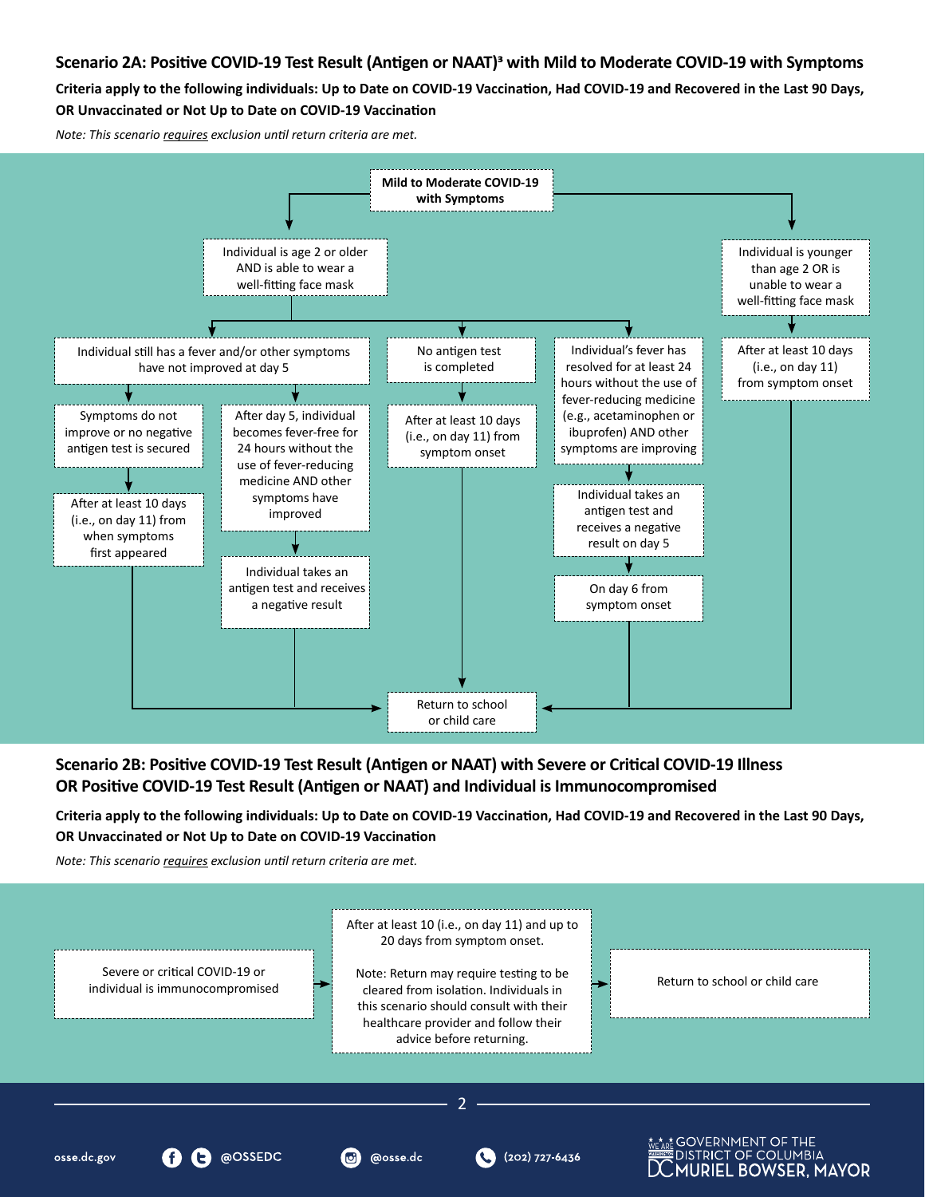## Scenario 2A: Positive COVID-19 Test Result (Antigen or NAAT)[3] with Mild to Moderate COVID-19 with Symptoms

**Criteria apply to the following individuals: Up to Date on COVID-19 Vaccination, Had COVID-19 and Recovered in the Last 90 Days, OR Unvaccinated or Not Up to Date on COVID-19 Vaccination**

*Note: This scenario requires exclusion until return criteria are met.*

**Mild to Moderate COVID-19 with Symptoms**

- Individual is age 2 or older AND is able to wear a well-fitting face mask
  - Individual still has a fever and/or other symptoms have not improved at day 5
    - Symptoms do not improve or no negative antigen test is secured → After at least 10 days (i.e., on day 11) from when symptoms first appeared → Return to school or child care
    - After day 5, individual becomes fever-free for 24 hours without the use of fever-reducing medicine AND other symptoms have improved → Individual takes an antigen test and receives a negative result → Return to school or child care
  - No antigen test is completed → After at least 10 days (i.e., on day 11) from symptom onset → Return to school or child care
  - Individual's fever has resolved for at least 24 hours without the use of fever-reducing medicine (e.g., acetaminophen or ibuprofen) AND other symptoms are improving → Individual takes an antigen test and receives a negative result on day 5 → On day 6 from symptom onset → Return to school or child care
- Individual is younger than age 2 OR is unable to wear a well-fitting face mask → After at least 10 days (i.e., on day 11) from symptom onset → Return to school or child care

## Scenario 2B: Positive COVID-19 Test Result (Antigen or NAAT) with Severe or Critical COVID-19 Illness OR Positive COVID-19 Test Result (Antigen or NAAT) and Individual is Immunocompromised

**Criteria apply to the following individuals: Up to Date on COVID-19 Vaccination, Had COVID-19 and Recovered in the Last 90 Days, OR Unvaccinated or Not Up to Date on COVID-19 Vaccination**

*Note: This scenario requires exclusion until return criteria are met.*

Severe or critical COVID-19 or individual is immunocompromised → After at least 10 (i.e., on day 11) and up to 20 days from symptom onset.

Note: Return may require testing to be cleared from isolation. Individuals in this scenario should consult with their healthcare provider and follow their advice before returning.

→ Return to school or child care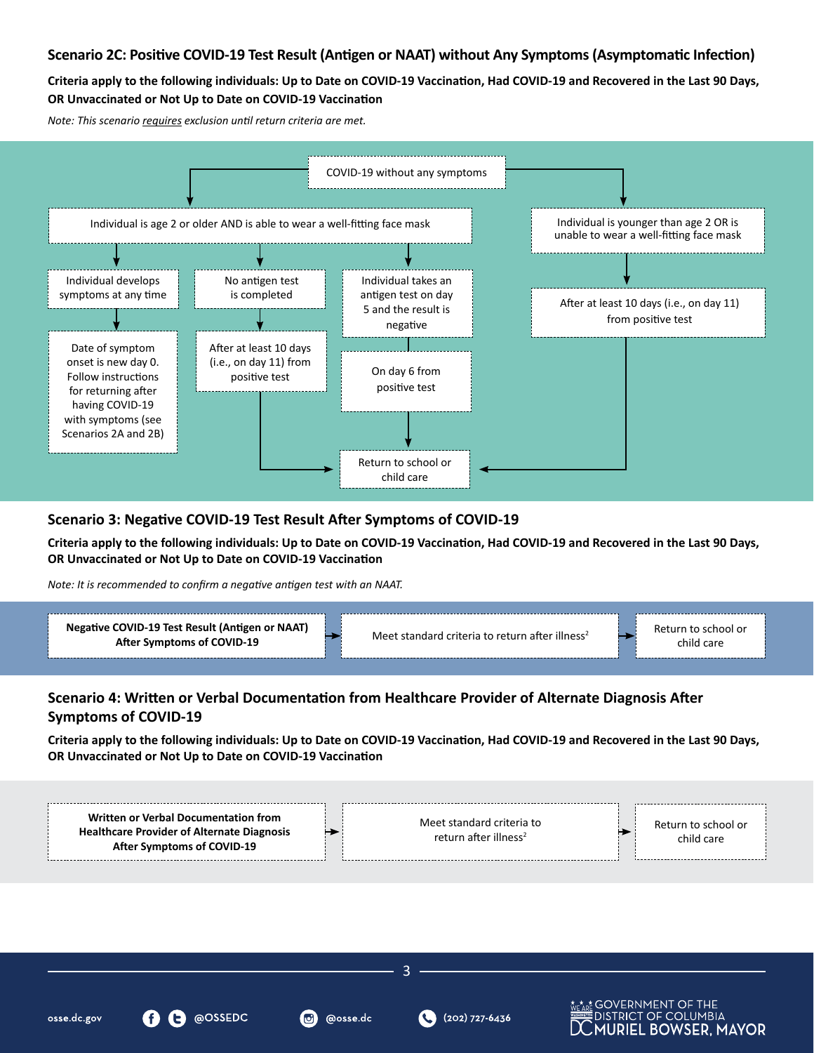### Scenario 2C: Positive COVID-19 Test Result (Antigen or NAAT) without Any Symptoms (Asymptomatic Infection)

**Criteria apply to the following individuals: Up to Date on COVID-19 Vaccination, Had COVID-19 and Recovered in the Last 90 Days, OR Unvaccinated or Not Up to Date on COVID-19 Vaccination**

*Note: This scenario requires exclusion until return criteria are met.*

COVID-19 without any symptoms

- Individual is age 2 or older AND is able to wear a well-fitting face mask
  - Individual develops symptoms at any time → Date of symptom onset is new day 0. Follow instructions for returning after having COVID-19 with symptoms (see Scenarios 2A and 2B)
  - No antigen test is completed → After at least 10 days (i.e., on day 11) from positive test → Return to school or child care
  - Individual takes an antigen test on day 5 and the result is negative → On day 6 from positive test → Return to school or child care
- Individual is younger than age 2 OR is unable to wear a well-fitting face mask → After at least 10 days (i.e., on day 11) from positive test → Return to school or child care

### Scenario 3: Negative COVID-19 Test Result After Symptoms of COVID-19

**Criteria apply to the following individuals: Up to Date on COVID-19 Vaccination, Had COVID-19 and Recovered in the Last 90 Days, OR Unvaccinated or Not Up to Date on COVID-19 Vaccination**

*Note: It is recommended to confirm a negative antigen test with an NAAT.*

**Negative COVID-19 Test Result (Antigen or NAAT) After Symptoms of COVID-19** → Meet standard criteria to return after illness[2] → Return to school or child care

### Scenario 4: Written or Verbal Documentation from Healthcare Provider of Alternate Diagnosis After Symptoms of COVID-19

**Criteria apply to the following individuals: Up to Date on COVID-19 Vaccination, Had COVID-19 and Recovered in the Last 90 Days, OR Unvaccinated or Not Up to Date on COVID-19 Vaccination**

**Written or Verbal Documentation from Healthcare Provider of Alternate Diagnosis After Symptoms of COVID-19** → Meet standard criteria to return after illness[2] → Return to school or child care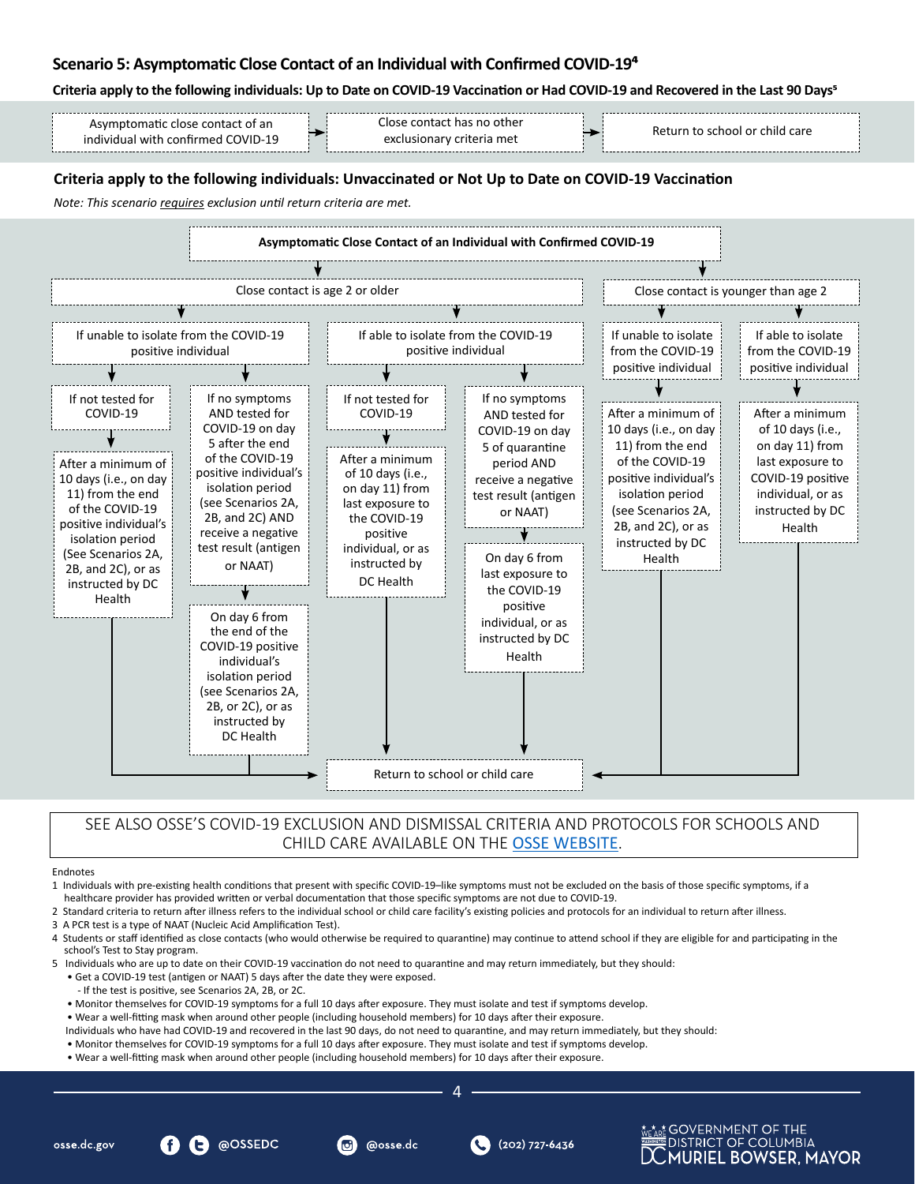## Scenario 5: Asymptomatic Close Contact of an Individual with Confirmed COVID-19[4]

**Criteria apply to the following individuals: Up to Date on COVID-19 Vaccination or Had COVID-19 and Recovered in the Last 90 Days[5]**

Asymptomatic close contact of an individual with confirmed COVID-19 → Close contact has no other exclusionary criteria met → Return to school or child care

**Criteria apply to the following individuals: Unvaccinated or Not Up to Date on COVID-19 Vaccination**

*Note: This scenario requires exclusion until return criteria are met.*

**Asymptomatic Close Contact of an Individual with Confirmed COVID-19**

Close contact is age 2 or older

- If unable to isolate from the COVID-19 positive individual
  - If not tested for COVID-19 → After a minimum of 10 days (i.e., on day 11) from the end of the COVID-19 positive individual's isolation period (See Scenarios 2A, 2B, and 2C), or as instructed by DC Health → Return to school or child care
  - If no symptoms AND tested for COVID-19 on day 5 after the end of the COVID-19 positive individual's isolation period (see Scenarios 2A, 2B, and 2C) AND receive a negative test result (antigen or NAAT) → On day 6 from the end of the COVID-19 positive individual's isolation period (see Scenarios 2A, 2B, or 2C), or as instructed by DC Health → Return to school or child care
- If able to isolate from the COVID-19 positive individual
  - If not tested for COVID-19 → After a minimum of 10 days (i.e., on day 11) from last exposure to the COVID-19 positive individual, or as instructed by DC Health → Return to school or child care
  - If no symptoms AND tested for COVID-19 on day 5 of quarantine period AND receive a negative test result (antigen or NAAT) → On day 6 from last exposure to the COVID-19 positive individual, or as instructed by DC Health → Return to school or child care

Close contact is younger than age 2

- If unable to isolate from the COVID-19 positive individual → After a minimum of 10 days (i.e., on day 11) from the end of the COVID-19 positive individual's isolation period (see Scenarios 2A, 2B, and 2C), or as instructed by DC Health → Return to school or child care
- If able to isolate from the COVID-19 positive individual → After a minimum of 10 days (i.e., on day 11) from last exposure to COVID-19 positive individual, or as instructed by DC Health → Return to school or child care

SEE ALSO OSSE'S COVID-19 EXCLUSION AND DISMISSAL CRITERIA AND PROTOCOLS FOR SCHOOLS AND CHILD CARE AVAILABLE ON THE OSSE WEBSITE.

Endnotes

1 Individuals with pre-existing health conditions that present with specific COVID-19–like symptoms must not be excluded on the basis of those specific symptoms, if a healthcare provider has provided written or verbal documentation that those specific symptoms are not due to COVID-19.

2 Standard criteria to return after illness refers to the individual school or child care facility's existing policies and protocols for an individual to return after illness.

3 A PCR test is a type of NAAT (Nucleic Acid Amplification Test).

4 Students or staff identified as close contacts (who would otherwise be required to quarantine) may continue to attend school if they are eligible for and participating in the school's Test to Stay program.

5 Individuals who are up to date on their COVID-19 vaccination do not need to quarantine and may return immediately, but they should:
- Get a COVID-19 test (antigen or NAAT) 5 days after the date they were exposed.
  - If the test is positive, see Scenarios 2A, 2B, or 2C.
- Monitor themselves for COVID-19 symptoms for a full 10 days after exposure. They must isolate and test if symptoms develop.
- Wear a well-fitting mask when around other people (including household members) for 10 days after their exposure.

Individuals who have had COVID-19 and recovered in the last 90 days, do not need to quarantine, and may return immediately, but they should:
- Monitor themselves for COVID-19 symptoms for a full 10 days after exposure. They must isolate and test if symptoms develop.
- Wear a well-fitting mask when around other people (including household members) for 10 days after their exposure.

osse.dc.gov @OSSEDC @osse.dc (202) 727-6436

GOVERNMENT OF THE DISTRICT OF COLUMBIA
MURIEL BOWSER, MAYOR